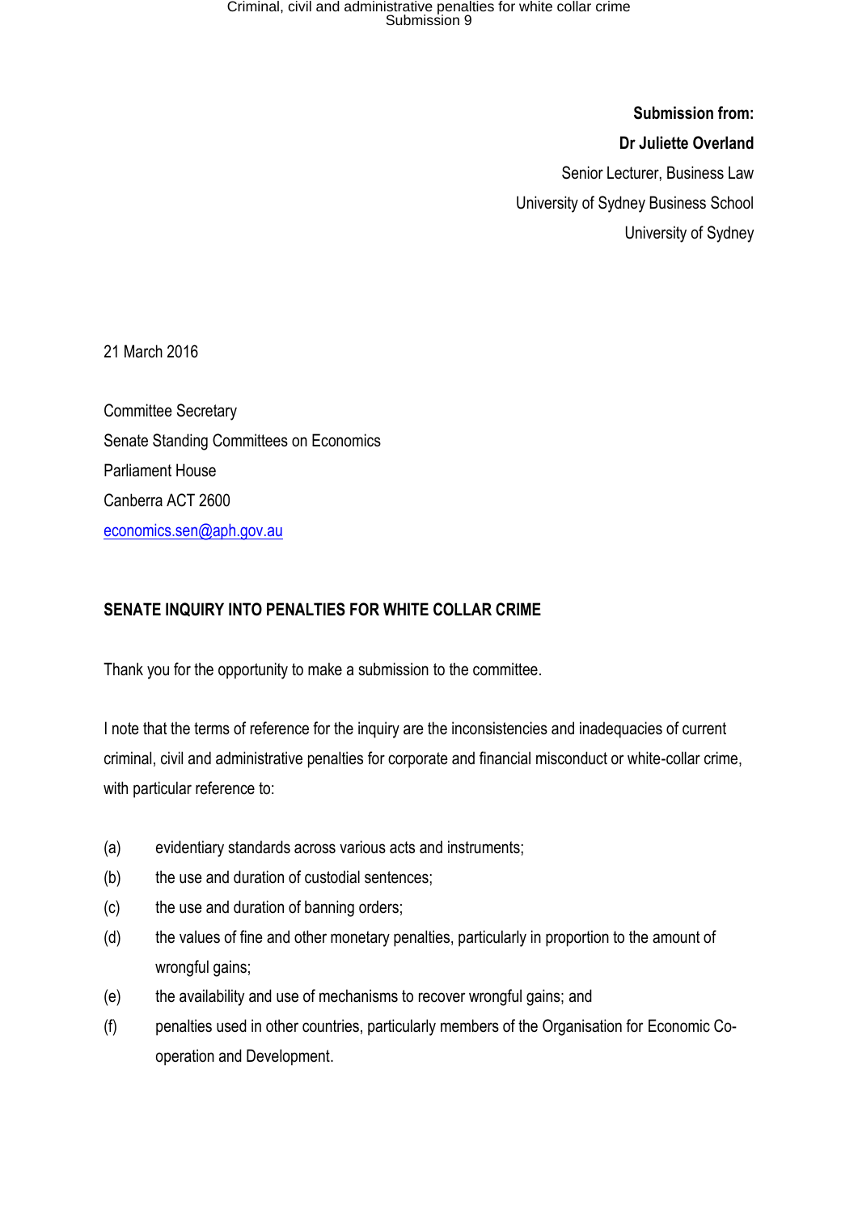**Submission from:**

**Dr Juliette Overland**

Senior Lecturer, Business Law

University of Sydney Business School

University of Sydney

21 March 2016

Committee Secretary

Senate Standing Committees on Economics

Parliament House

Canberra ACT 2600

economics.sen@aph.gov.au

**SENATE INQUIRY INTO PENALTIES FOR WHITE COLLAR CRIME**

Thank you for the opportunity to make a submission to the committee.

I note that the terms of reference for the inquiry are the inconsistencies and inadequacies of current criminal, civil and administrative penalties for corporate and financial misconduct or white-collar crime, with particular reference to:

(a) evidentiary standards across various acts and instruments;

(b) the use and duration of custodial sentences;

(c) the use and duration of banning orders;

(d) the values of fine and other monetary penalties, particularly in proportion to the amount of wrongful gains;

(e) the availability and use of mechanisms to recover wrongful gains; and

(f) penalties used in other countries, particularly members of the Organisation for Economic Co-operation and Development.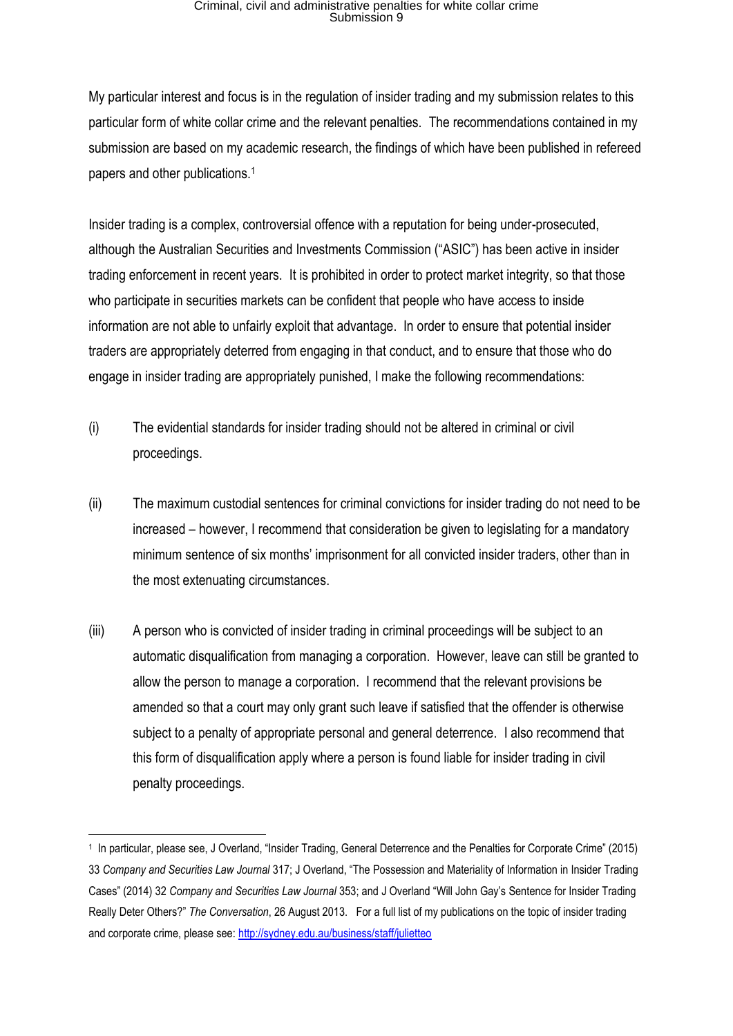My particular interest and focus is in the regulation of insider trading and my submission relates to this particular form of white collar crime and the relevant penalties. The recommendations contained in my submission are based on my academic research, the findings of which have been published in refereed papers and other publications.[1]

Insider trading is a complex, controversial offence with a reputation for being under-prosecuted, although the Australian Securities and Investments Commission ("ASIC") has been active in insider trading enforcement in recent years. It is prohibited in order to protect market integrity, so that those who participate in securities markets can be confident that people who have access to inside information are not able to unfairly exploit that advantage. In order to ensure that potential insider traders are appropriately deterred from engaging in that conduct, and to ensure that those who do engage in insider trading are appropriately punished, I make the following recommendations:

(i) The evidential standards for insider trading should not be altered in criminal or civil proceedings.

(ii) The maximum custodial sentences for criminal convictions for insider trading do not need to be increased – however, I recommend that consideration be given to legislating for a mandatory minimum sentence of six months' imprisonment for all convicted insider traders, other than in the most extenuating circumstances.

(iii) A person who is convicted of insider trading in criminal proceedings will be subject to an automatic disqualification from managing a corporation. However, leave can still be granted to allow the person to manage a corporation. I recommend that the relevant provisions be amended so that a court may only grant such leave if satisfied that the offender is otherwise subject to a penalty of appropriate personal and general deterrence. I also recommend that this form of disqualification apply where a person is found liable for insider trading in civil penalty proceedings.

---

[1] In particular, please see, J Overland, "Insider Trading, General Deterrence and the Penalties for Corporate Crime" (2015) 33 *Company and Securities Law Journal* 317; J Overland, "The Possession and Materiality of Information in Insider Trading Cases" (2014) 32 *Company and Securities Law Journal* 353; and J Overland "Will John Gay's Sentence for Insider Trading Really Deter Others?" *The Conversation*, 26 August 2013. For a full list of my publications on the topic of insider trading and corporate crime, please see: [http://sydney.edu.au/business/staff/julietteo](http://sydney.edu.au/business/staff/julietteo)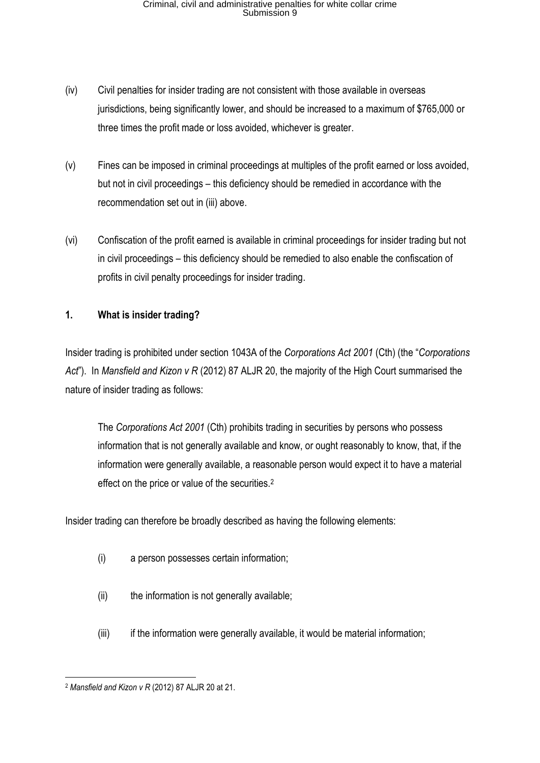(iv) Civil penalties for insider trading are not consistent with those available in overseas jurisdictions, being significantly lower, and should be increased to a maximum of $765,000 or three times the profit made or loss avoided, whichever is greater.

(v) Fines can be imposed in criminal proceedings at multiples of the profit earned or loss avoided, but not in civil proceedings – this deficiency should be remedied in accordance with the recommendation set out in (iii) above.

(vi) Confiscation of the profit earned is available in criminal proceedings for insider trading but not in civil proceedings – this deficiency should be remedied to also enable the confiscation of profits in civil penalty proceedings for insider trading.

## 1. What is insider trading?

Insider trading is prohibited under section 1043A of the *Corporations Act 2001* (Cth) (the "*Corporations Act*"). In *Mansfield and Kizon v R* (2012) 87 ALJR 20, the majority of the High Court summarised the nature of insider trading as follows:

> The *Corporations Act 2001* (Cth) prohibits trading in securities by persons who possess information that is not generally available and know, or ought reasonably to know, that, if the information were generally available, a reasonable person would expect it to have a material effect on the price or value of the securities.[2]

Insider trading can therefore be broadly described as having the following elements:

(i) a person possesses certain information;

(ii) the information is not generally available;

(iii) if the information were generally available, it would be material information;

---

[2] *Mansfield and Kizon v R* (2012) 87 ALJR 20 at 21.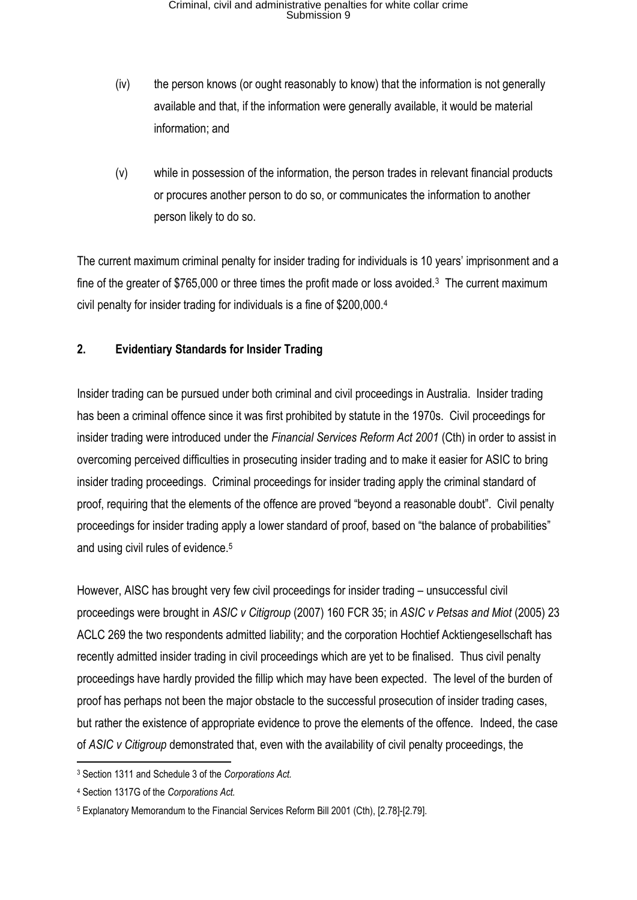(iv) the person knows (or ought reasonably to know) that the information is not generally available and that, if the information were generally available, it would be material information; and

(v) while in possession of the information, the person trades in relevant financial products or procures another person to do so, or communicates the information to another person likely to do so.

The current maximum criminal penalty for insider trading for individuals is 10 years' imprisonment and a fine of the greater of $765,000 or three times the profit made or loss avoided.[3] The current maximum civil penalty for insider trading for individuals is a fine of $200,000.[4]

## 2. Evidentiary Standards for Insider Trading

Insider trading can be pursued under both criminal and civil proceedings in Australia. Insider trading has been a criminal offence since it was first prohibited by statute in the 1970s. Civil proceedings for insider trading were introduced under the *Financial Services Reform Act 2001* (Cth) in order to assist in overcoming perceived difficulties in prosecuting insider trading and to make it easier for ASIC to bring insider trading proceedings. Criminal proceedings for insider trading apply the criminal standard of proof, requiring that the elements of the offence are proved "beyond a reasonable doubt". Civil penalty proceedings for insider trading apply a lower standard of proof, based on "the balance of probabilities" and using civil rules of evidence.[5]

However, AISC has brought very few civil proceedings for insider trading – unsuccessful civil proceedings were brought in *ASIC v Citigroup* (2007) 160 FCR 35; in *ASIC v Petsas and Miot* (2005) 23 ACLC 269 the two respondents admitted liability; and the corporation Hochtief Acktiengesellschaft has recently admitted insider trading in civil proceedings which are yet to be finalised. Thus civil penalty proceedings have hardly provided the fillip which may have been expected. The level of the burden of proof has perhaps not been the major obstacle to the successful prosecution of insider trading cases, but rather the existence of appropriate evidence to prove the elements of the offence. Indeed, the case of *ASIC v Citigroup* demonstrated that, even with the availability of civil penalty proceedings, the

---

[3] Section 1311 and Schedule 3 of the *Corporations Act.*

[4] Section 1317G of the *Corporations Act.*

[5] Explanatory Memorandum to the Financial Services Reform Bill 2001 (Cth), [2.78]-[2.79].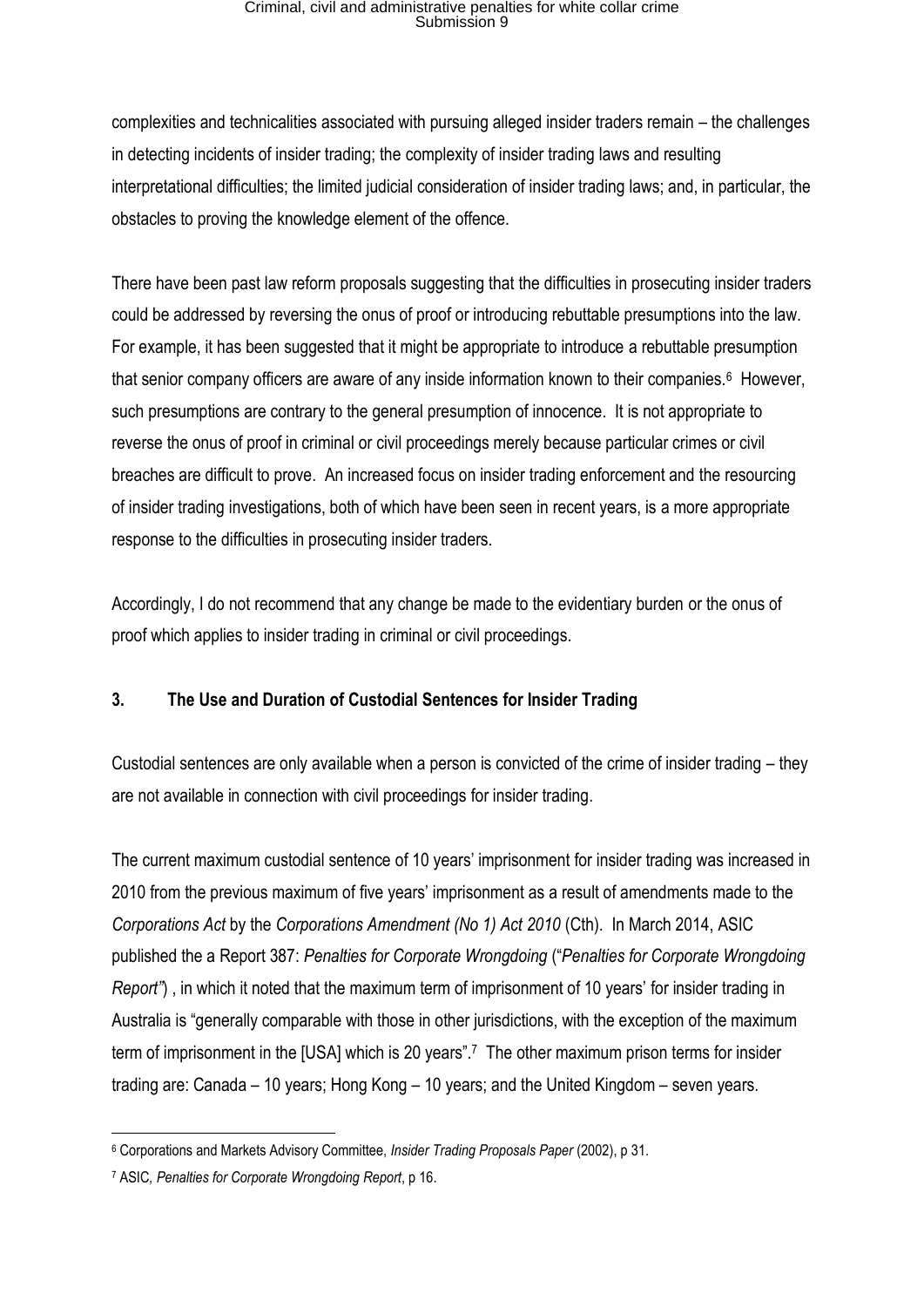complexities and technicalities associated with pursuing alleged insider traders remain – the challenges in detecting incidents of insider trading; the complexity of insider trading laws and resulting interpretational difficulties; the limited judicial consideration of insider trading laws; and, in particular, the obstacles to proving the knowledge element of the offence.

There have been past law reform proposals suggesting that the difficulties in prosecuting insider traders could be addressed by reversing the onus of proof or introducing rebuttable presumptions into the law. For example, it has been suggested that it might be appropriate to introduce a rebuttable presumption that senior company officers are aware of any inside information known to their companies.[6] However, such presumptions are contrary to the general presumption of innocence. It is not appropriate to reverse the onus of proof in criminal or civil proceedings merely because particular crimes or civil breaches are difficult to prove. An increased focus on insider trading enforcement and the resourcing of insider trading investigations, both of which have been seen in recent years, is a more appropriate response to the difficulties in prosecuting insider traders.

Accordingly, I do not recommend that any change be made to the evidentiary burden or the onus of proof which applies to insider trading in criminal or civil proceedings.

## 3. The Use and Duration of Custodial Sentences for Insider Trading

Custodial sentences are only available when a person is convicted of the crime of insider trading – they are not available in connection with civil proceedings for insider trading.

The current maximum custodial sentence of 10 years' imprisonment for insider trading was increased in 2010 from the previous maximum of five years' imprisonment as a result of amendments made to the *Corporations Act* by the *Corporations Amendment (No 1) Act 2010* (Cth). In March 2014, ASIC published the a Report 387: *Penalties for Corporate Wrongdoing* ("*Penalties for Corporate Wrongdoing Report*") , in which it noted that the maximum term of imprisonment of 10 years' for insider trading in Australia is "generally comparable with those in other jurisdictions, with the exception of the maximum term of imprisonment in the [USA] which is 20 years".[7] The other maximum prison terms for insider trading are: Canada – 10 years; Hong Kong – 10 years; and the United Kingdom – seven years.

---

[6] Corporations and Markets Advisory Committee, *Insider Trading Proposals Paper* (2002), p 31.

[7] ASIC, *Penalties for Corporate Wrongdoing Report*, p 16.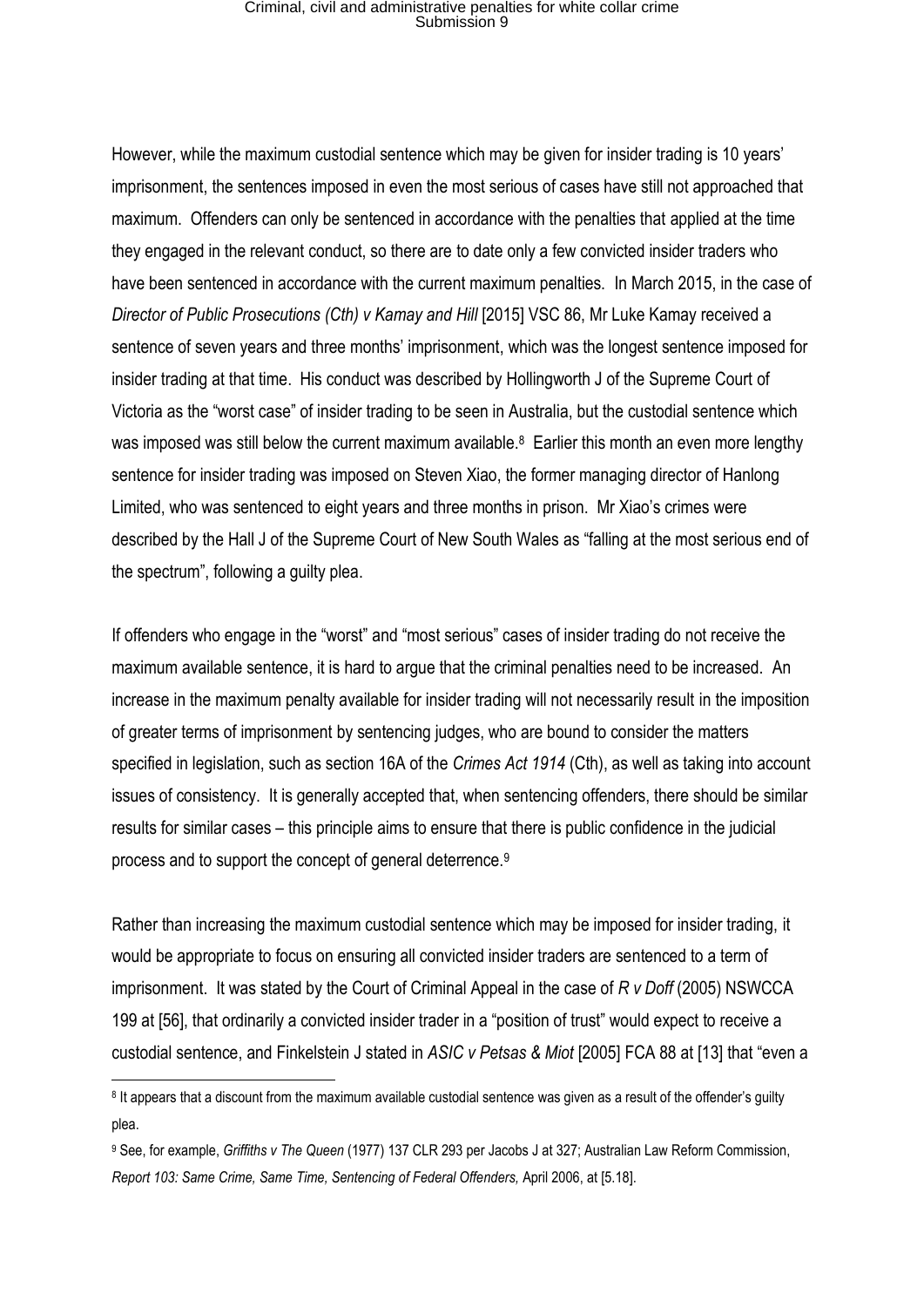However, while the maximum custodial sentence which may be given for insider trading is 10 years' imprisonment, the sentences imposed in even the most serious of cases have still not approached that maximum. Offenders can only be sentenced in accordance with the penalties that applied at the time they engaged in the relevant conduct, so there are to date only a few convicted insider traders who have been sentenced in accordance with the current maximum penalties. In March 2015, in the case of *Director of Public Prosecutions (Cth) v Kamay and Hill* [2015] VSC 86, Mr Luke Kamay received a sentence of seven years and three months' imprisonment, which was the longest sentence imposed for insider trading at that time. His conduct was described by Hollingworth J of the Supreme Court of Victoria as the "worst case" of insider trading to be seen in Australia, but the custodial sentence which was imposed was still below the current maximum available.[8] Earlier this month an even more lengthy sentence for insider trading was imposed on Steven Xiao, the former managing director of Hanlong Limited, who was sentenced to eight years and three months in prison. Mr Xiao's crimes were described by the Hall J of the Supreme Court of New South Wales as "falling at the most serious end of the spectrum", following a guilty plea.

If offenders who engage in the "worst" and "most serious" cases of insider trading do not receive the maximum available sentence, it is hard to argue that the criminal penalties need to be increased. An increase in the maximum penalty available for insider trading will not necessarily result in the imposition of greater terms of imprisonment by sentencing judges, who are bound to consider the matters specified in legislation, such as section 16A of the *Crimes Act 1914* (Cth), as well as taking into account issues of consistency. It is generally accepted that, when sentencing offenders, there should be similar results for similar cases – this principle aims to ensure that there is public confidence in the judicial process and to support the concept of general deterrence.[9]

Rather than increasing the maximum custodial sentence which may be imposed for insider trading, it would be appropriate to focus on ensuring all convicted insider traders are sentenced to a term of imprisonment. It was stated by the Court of Criminal Appeal in the case of *R v Doff* (2005) NSWCCA 199 at [56], that ordinarily a convicted insider trader in a "position of trust" would expect to receive a custodial sentence, and Finkelstein J stated in *ASIC v Petsas & Miot* [2005] FCA 88 at [13] that "even a

---

[8] It appears that a discount from the maximum available custodial sentence was given as a result of the offender's guilty plea.

[9] See, for example, *Griffiths v The Queen* (1977) 137 CLR 293 per Jacobs J at 327; Australian Law Reform Commission, *Report 103: Same Crime, Same Time, Sentencing of Federal Offenders,* April 2006, at [5.18].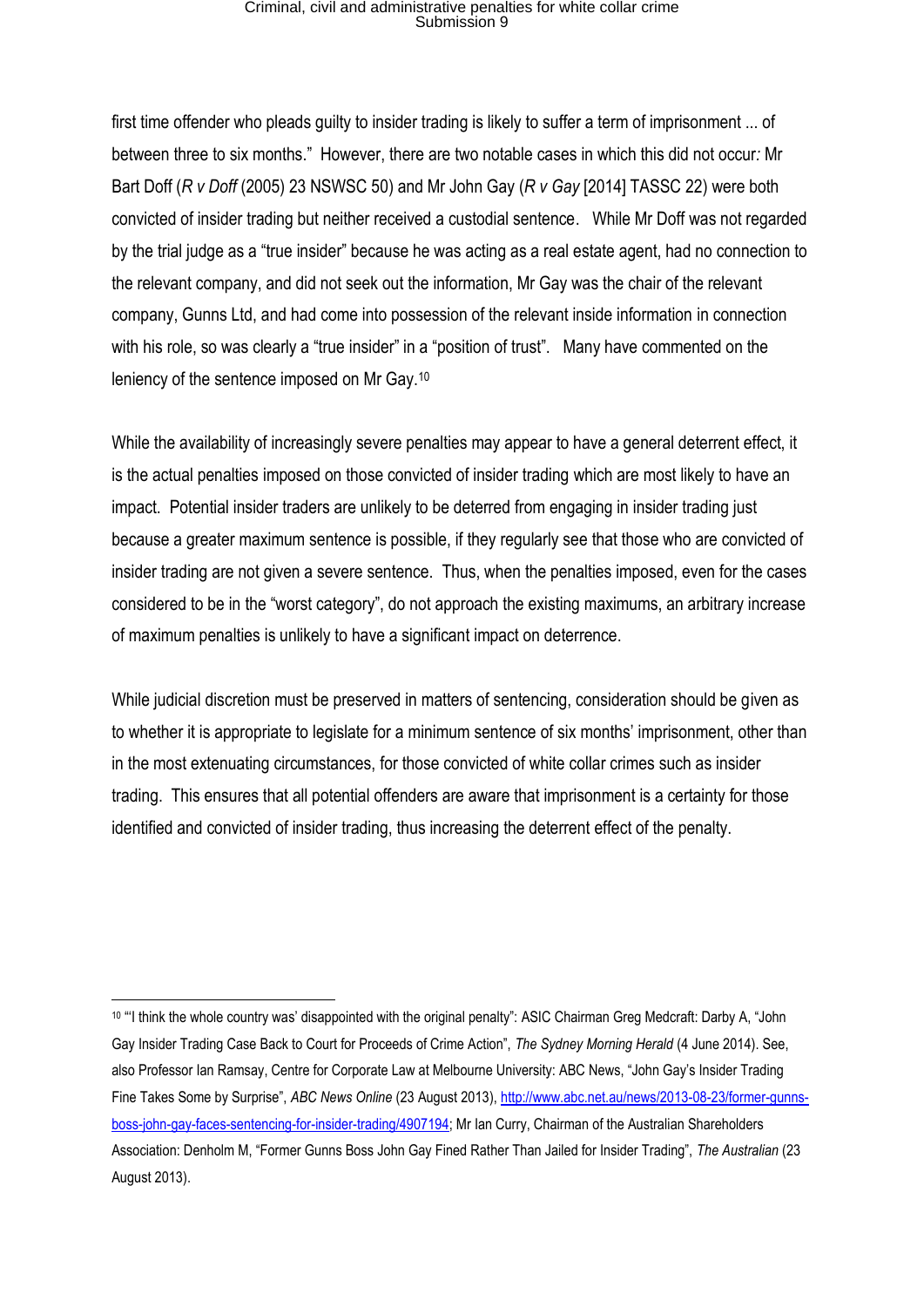first time offender who pleads guilty to insider trading is likely to suffer a term of imprisonment ... of between three to six months." However, there are two notable cases in which this did not occur*:* Mr Bart Doff (*R v Doff* (2005) 23 NSWSC 50) and Mr John Gay (*R v Gay* [2014] TASSC 22) were both convicted of insider trading but neither received a custodial sentence. While Mr Doff was not regarded by the trial judge as a "true insider" because he was acting as a real estate agent, had no connection to the relevant company, and did not seek out the information, Mr Gay was the chair of the relevant company, Gunns Ltd, and had come into possession of the relevant inside information in connection with his role, so was clearly a "true insider" in a "position of trust". Many have commented on the leniency of the sentence imposed on Mr Gay.[10]

While the availability of increasingly severe penalties may appear to have a general deterrent effect, it is the actual penalties imposed on those convicted of insider trading which are most likely to have an impact. Potential insider traders are unlikely to be deterred from engaging in insider trading just because a greater maximum sentence is possible, if they regularly see that those who are convicted of insider trading are not given a severe sentence. Thus, when the penalties imposed, even for the cases considered to be in the "worst category", do not approach the existing maximums, an arbitrary increase of maximum penalties is unlikely to have a significant impact on deterrence.

While judicial discretion must be preserved in matters of sentencing, consideration should be given as to whether it is appropriate to legislate for a minimum sentence of six months' imprisonment, other than in the most extenuating circumstances, for those convicted of white collar crimes such as insider trading. This ensures that all potential offenders are aware that imprisonment is a certainty for those identified and convicted of insider trading, thus increasing the deterrent effect of the penalty.

---

[10] "'I think the whole country was' disappointed with the original penalty": ASIC Chairman Greg Medcraft: Darby A, "John Gay Insider Trading Case Back to Court for Proceeds of Crime Action", *The Sydney Morning Herald* (4 June 2014). See, also Professor Ian Ramsay, Centre for Corporate Law at Melbourne University: ABC News, "John Gay's Insider Trading Fine Takes Some by Surprise", *ABC News Online* (23 August 2013), http://www.abc.net.au/news/2013-08-23/former-gunns-boss-john-gay-faces-sentencing-for-insider-trading/4907194; Mr Ian Curry, Chairman of the Australian Shareholders Association: Denholm M, "Former Gunns Boss John Gay Fined Rather Than Jailed for Insider Trading", *The Australian* (23 August 2013).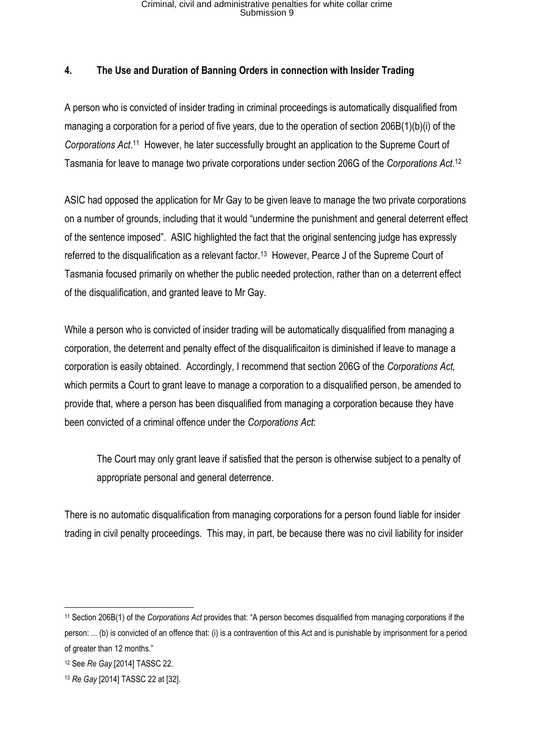## 4. The Use and Duration of Banning Orders in connection with Insider Trading

A person who is convicted of insider trading in criminal proceedings is automatically disqualified from managing a corporation for a period of five years, due to the operation of section 206B(1)(b)(i) of the *Corporations Act*.[11] However, he later successfully brought an application to the Supreme Court of Tasmania for leave to manage two private corporations under section 206G of the *Corporations Act*.[12]

ASIC had opposed the application for Mr Gay to be given leave to manage the two private corporations on a number of grounds, including that it would "undermine the punishment and general deterrent effect of the sentence imposed". ASIC highlighted the fact that the original sentencing judge has expressly referred to the disqualification as a relevant factor.[13] However, Pearce J of the Supreme Court of Tasmania focused primarily on whether the public needed protection, rather than on a deterrent effect of the disqualification, and granted leave to Mr Gay.

While a person who is convicted of insider trading will be automatically disqualified from managing a corporation, the deterrent and penalty effect of the disqualificaiton is diminished if leave to manage a corporation is easily obtained. Accordingly, I recommend that section 206G of the *Corporations Act,* which permits a Court to grant leave to manage a corporation to a disqualified person, be amended to provide that, where a person has been disqualified from managing a corporation because they have been convicted of a criminal offence under the *Corporations Act*:

> The Court may only grant leave if satisfied that the person is otherwise subject to a penalty of appropriate personal and general deterrence.

There is no automatic disqualification from managing corporations for a person found liable for insider trading in civil penalty proceedings. This may, in part, be because there was no civil liability for insider

---

[11] Section 206B(1) of the *Corporations Act* provides that: "A person becomes disqualified from managing corporations if the person: ... (b) is convicted of an offence that: (i) is a contravention of this Act and is punishable by imprisonment for a period of greater than 12 months."

[12] See *Re Gay* [2014] TASSC 22.

[13] *Re Gay* [2014] TASSC 22 at [32].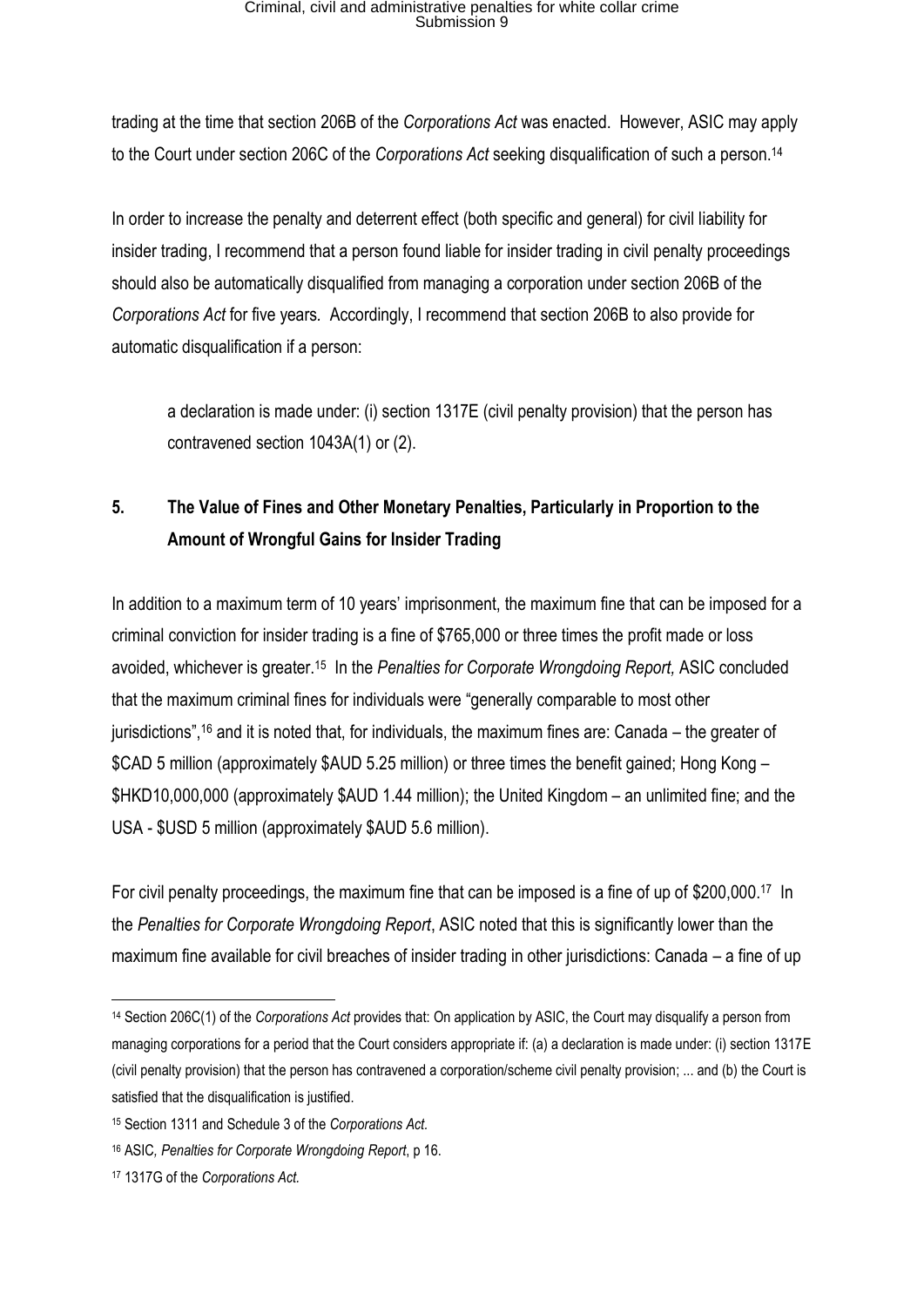trading at the time that section 206B of the *Corporations Act* was enacted. However, ASIC may apply to the Court under section 206C of the *Corporations Act* seeking disqualification of such a person.[14]

In order to increase the penalty and deterrent effect (both specific and general) for civil liability for insider trading, I recommend that a person found liable for insider trading in civil penalty proceedings should also be automatically disqualified from managing a corporation under section 206B of the *Corporations Act* for five years. Accordingly, I recommend that section 206B to also provide for automatic disqualification if a person:

> a declaration is made under: (i) section 1317E (civil penalty provision) that the person has contravened section 1043A(1) or (2).

## 5. The Value of Fines and Other Monetary Penalties, Particularly in Proportion to the Amount of Wrongful Gains for Insider Trading

In addition to a maximum term of 10 years' imprisonment, the maximum fine that can be imposed for a criminal conviction for insider trading is a fine of $765,000 or three times the profit made or loss avoided, whichever is greater.[15] In the *Penalties for Corporate Wrongdoing Report,* ASIC concluded that the maximum criminal fines for individuals were "generally comparable to most other jurisdictions",[16] and it is noted that, for individuals, the maximum fines are: Canada – the greater of $CAD 5 million (approximately $AUD 5.25 million) or three times the benefit gained; Hong Kong – $HKD10,000,000 (approximately $AUD 1.44 million); the United Kingdom – an unlimited fine; and the USA - $USD 5 million (approximately $AUD 5.6 million).

For civil penalty proceedings, the maximum fine that can be imposed is a fine of up of $200,000.[17] In the *Penalties for Corporate Wrongdoing Report*, ASIC noted that this is significantly lower than the maximum fine available for civil breaches of insider trading in other jurisdictions: Canada – a fine of up

---

[14] Section 206C(1) of the *Corporations Act* provides that: On application by ASIC, the Court may disqualify a person from managing corporations for a period that the Court considers appropriate if: (a) a declaration is made under: (i) section 1317E (civil penalty provision) that the person has contravened a corporation/scheme civil penalty provision; ... and (b) the Court is satisfied that the disqualification is justified.

[15] Section 1311 and Schedule 3 of the *Corporations Act.*

[16] ASIC*, Penalties for Corporate Wrongdoing Report*, p 16.

[17] 1317G of the *Corporations Act.*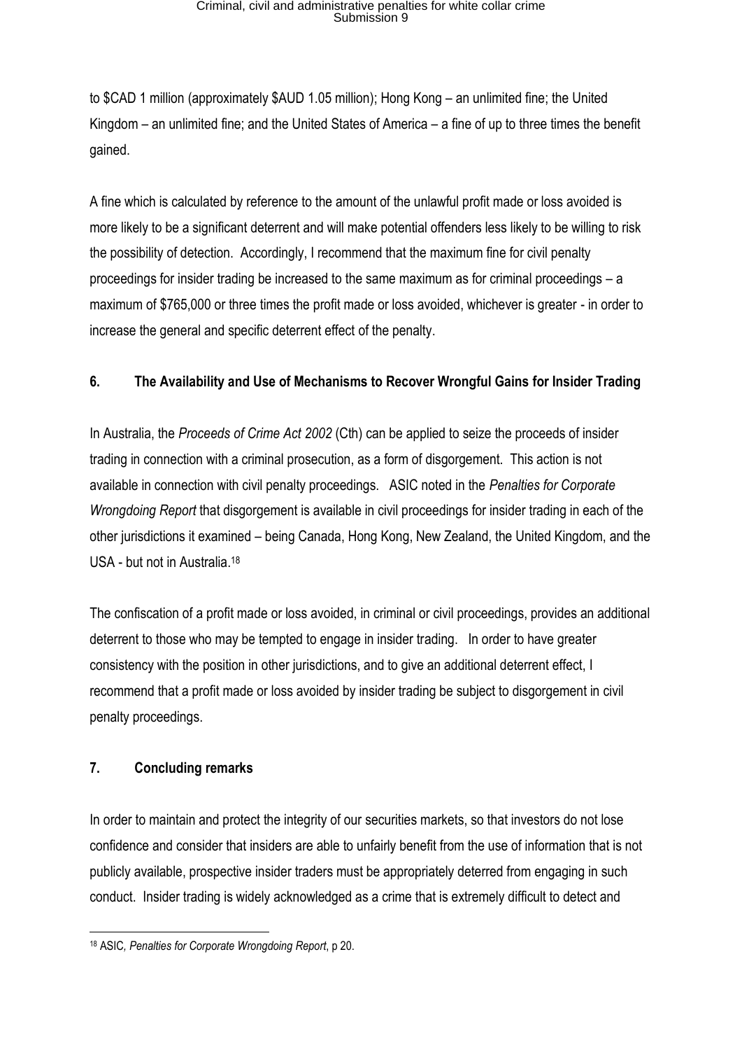to $CAD 1 million (approximately $AUD 1.05 million); Hong Kong – an unlimited fine; the United Kingdom – an unlimited fine; and the United States of America – a fine of up to three times the benefit gained.

A fine which is calculated by reference to the amount of the unlawful profit made or loss avoided is more likely to be a significant deterrent and will make potential offenders less likely to be willing to risk the possibility of detection. Accordingly, I recommend that the maximum fine for civil penalty proceedings for insider trading be increased to the same maximum as for criminal proceedings – a maximum of $765,000 or three times the profit made or loss avoided, whichever is greater - in order to increase the general and specific deterrent effect of the penalty.

## 6. The Availability and Use of Mechanisms to Recover Wrongful Gains for Insider Trading

In Australia, the *Proceeds of Crime Act 2002* (Cth) can be applied to seize the proceeds of insider trading in connection with a criminal prosecution, as a form of disgorgement. This action is not available in connection with civil penalty proceedings. ASIC noted in the *Penalties for Corporate Wrongdoing Report* that disgorgement is available in civil proceedings for insider trading in each of the other jurisdictions it examined – being Canada, Hong Kong, New Zealand, the United Kingdom, and the USA - but not in Australia.[18]

The confiscation of a profit made or loss avoided, in criminal or civil proceedings, provides an additional deterrent to those who may be tempted to engage in insider trading. In order to have greater consistency with the position in other jurisdictions, and to give an additional deterrent effect, I recommend that a profit made or loss avoided by insider trading be subject to disgorgement in civil penalty proceedings.

## 7. Concluding remarks

In order to maintain and protect the integrity of our securities markets, so that investors do not lose confidence and consider that insiders are able to unfairly benefit from the use of information that is not publicly available, prospective insider traders must be appropriately deterred from engaging in such conduct. Insider trading is widely acknowledged as a crime that is extremely difficult to detect and

---

[18] ASIC, *Penalties for Corporate Wrongdoing Report*, p 20.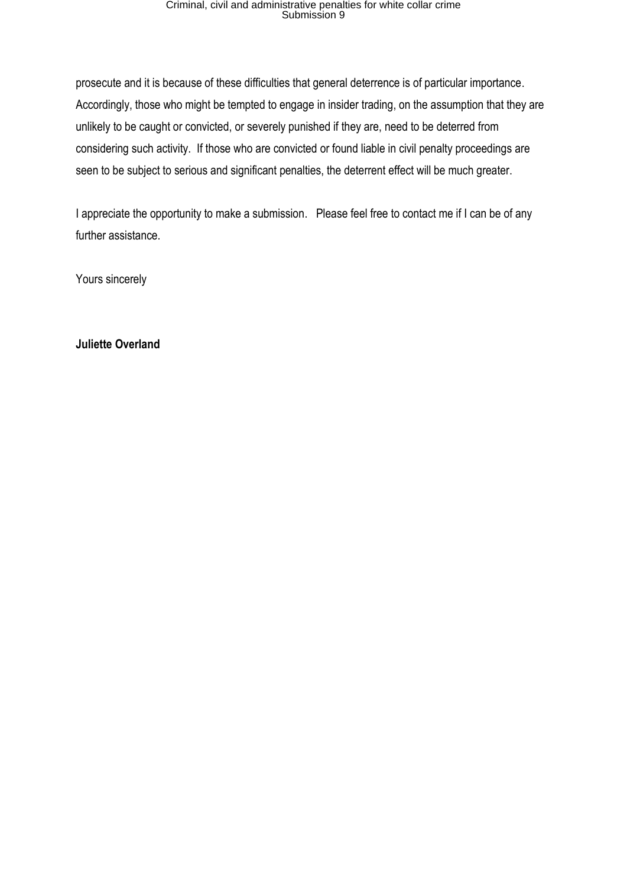prosecute and it is because of these difficulties that general deterrence is of particular importance. Accordingly, those who might be tempted to engage in insider trading, on the assumption that they are unlikely to be caught or convicted, or severely punished if they are, need to be deterred from considering such activity. If those who are convicted or found liable in civil penalty proceedings are seen to be subject to serious and significant penalties, the deterrent effect will be much greater.

I appreciate the opportunity to make a submission. Please feel free to contact me if I can be of any further assistance.

Yours sincerely

**Juliette Overland**